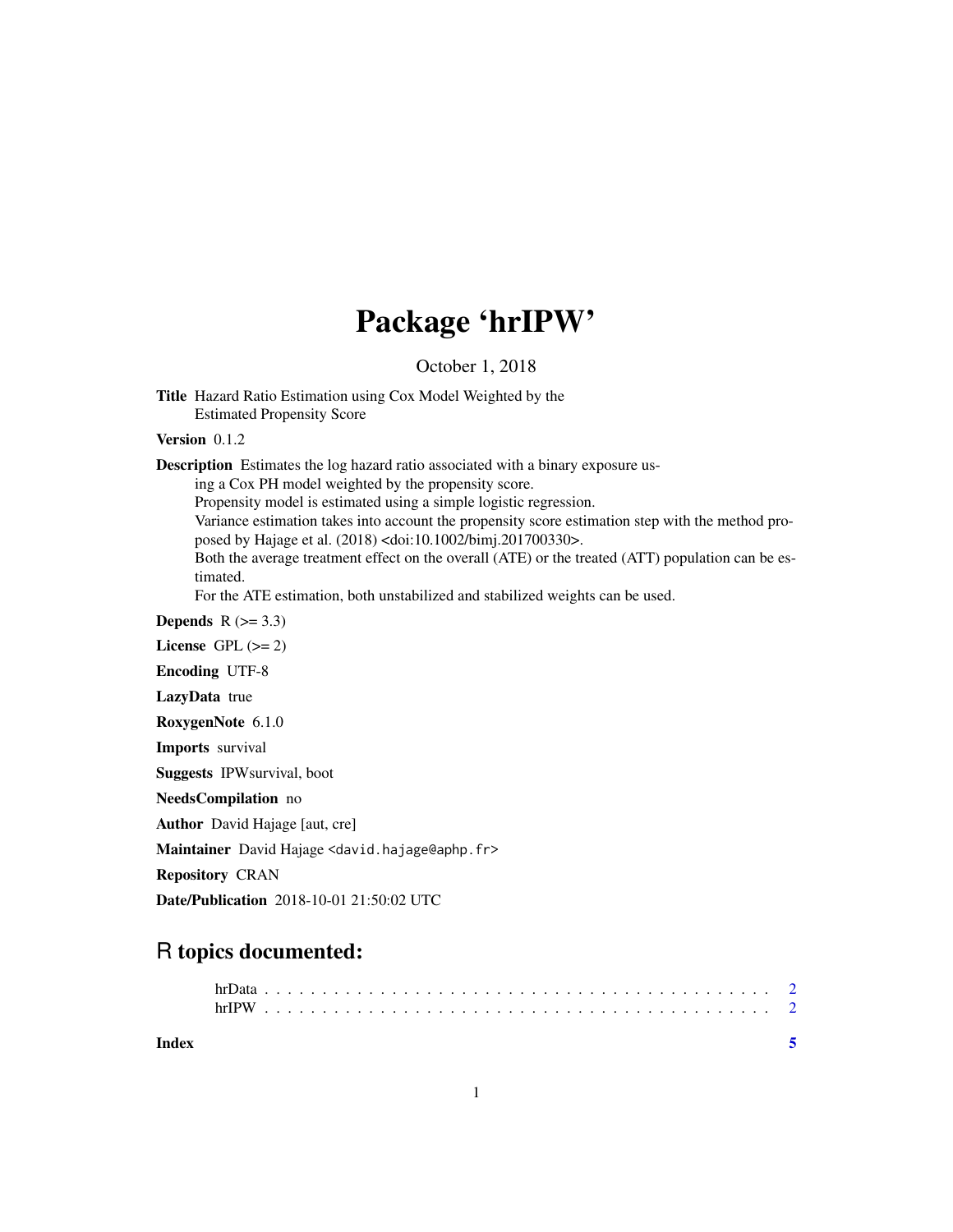# Package 'hrIPW'

October 1, 2018

**Title** Hazard Ratio Estimation using Cox Model Weighted by the Estimated Propensity Score

**Version** 0.1.2

**Description** Estimates the log hazard ratio associated with a binary exposure using a Cox PH model weighted by the propensity score.
Propensity model is estimated using a simple logistic regression.
Variance estimation takes into account the propensity score estimation step with the method proposed by Hajage et al. (2018) <doi:10.1002/bimj.201700330>.
Both the average treatment effect on the overall (ATE) or the treated (ATT) population can be estimated.
For the ATE estimation, both unstabilized and stabilized weights can be used.

**Depends** R (>= 3.3)

**License** GPL (>= 2)

**Encoding** UTF-8

**LazyData** true

**RoxygenNote** 6.1.0

**Imports** survival

**Suggests** IPWsurvival, boot

**NeedsCompilation** no

**Author** David Hajage [aut, cre]

**Maintainer** David Hajage <david.hajage@aphp.fr>

**Repository** CRAN

**Date/Publication** 2018-10-01 21:50:02 UTC

## R topics documented:

hrData . . . . . . . . . . . . . . . . . . . . . . . . . . . . . . . . . . . . . . . . . . 2
hrIPW . . . . . . . . . . . . . . . . . . . . . . . . . . . . . . . . . . . . . . . . . . 2

**Index** **5**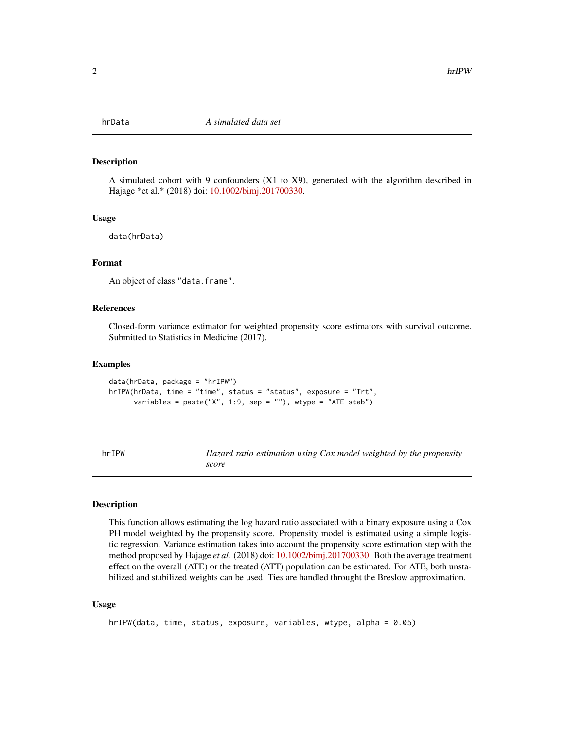## hrData — *A simulated data set*

### Description

A simulated cohort with 9 confounders (X1 to X9), generated with the algorithm described in Hajage *et al.* (2018) doi: 10.1002/bimj.201700330.

### Usage

```
data(hrData)
```

### Format

An object of class "data.frame".

### References

Closed-form variance estimator for weighted propensity score estimators with survival outcome. Submitted to Statistics in Medicine (2017).

### Examples

```
data(hrData, package = "hrIPW")
hrIPW(hrData, time = "time", status = "status", exposure = "Trt",
      variables = paste("X", 1:9, sep = ""), wtype = "ATE-stab")
```

## hrIPW — *Hazard ratio estimation using Cox model weighted by the propensity score*

### Description

This function allows estimating the log hazard ratio associated with a binary exposure using a Cox PH model weighted by the propensity score. Propensity model is estimated using a simple logistic regression. Variance estimation takes into account the propensity score estimation step with the method proposed by Hajage *et al.* (2018) doi: 10.1002/bimj.201700330. Both the average treatment effect on the overall (ATE) or the treated (ATT) population can be estimated. For ATE, both unstabilized and stabilized weights can be used. Ties are handled throught the Breslow approximation.

### Usage

```
hrIPW(data, time, status, exposure, variables, wtype, alpha = 0.05)
```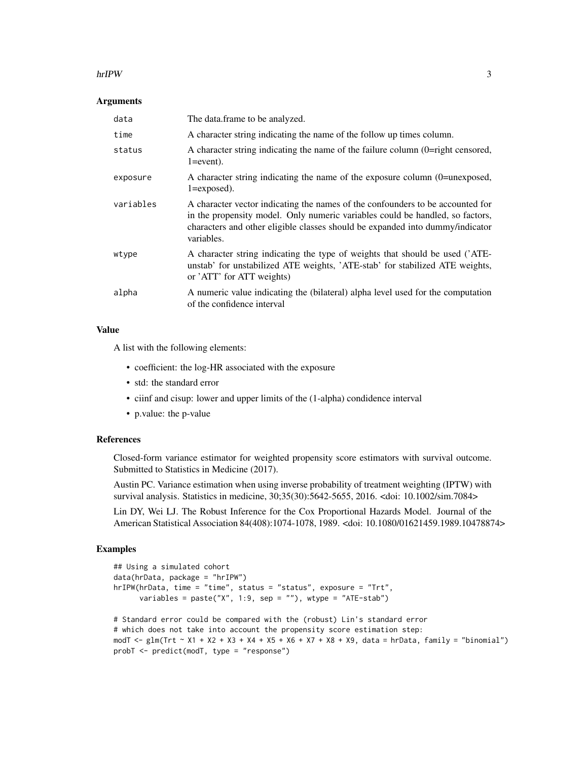### Arguments

| | |
|---|---|
| `data` | The data.frame to be analyzed. |
| `time` | A character string indicating the name of the follow up times column. |
| `status` | A character string indicating the name of the failure column (0=right censored, 1=event). |
| `exposure` | A character string indicating the name of the exposure column (0=unexposed, 1=exposed). |
| `variables` | A character vector indicating the names of the confounders to be accounted for in the propensity model. Only numeric variables could be handled, so factors, characters and other eligible classes should be expanded into dummy/indicator variables. |
| `wtype` | A character string indicating the type of weights that should be used ('ATE-unstab' for unstabilized ATE weights, 'ATE-stab' for stabilized ATE weights, or 'ATT' for ATT weights) |
| `alpha` | A numeric value indicating the (bilateral) alpha level used for the computation of the confidence interval |

### Value

A list with the following elements:

- coefficient: the log-HR associated with the exposure
- std: the standard error
- ciinf and cisup: lower and upper limits of the (1-alpha) condidence interval
- p.value: the p-value

### References

Closed-form variance estimator for weighted propensity score estimators with survival outcome. Submitted to Statistics in Medicine (2017).

Austin PC. Variance estimation when using inverse probability of treatment weighting (IPTW) with survival analysis. Statistics in medicine, 30;35(30):5642-5655, 2016. <doi: 10.1002/sim.7084>

Lin DY, Wei LJ. The Robust Inference for the Cox Proportional Hazards Model. Journal of the American Statistical Association 84(408):1074-1078, 1989. <doi: 10.1080/01621459.1989.10478874>

### Examples

```
## Using a simulated cohort
data(hrData, package = "hrIPW")
hrIPW(hrData, time = "time", status = "status", exposure = "Trt",
      variables = paste("X", 1:9, sep = ""), wtype = "ATE-stab")

# Standard error could be compared with the (robust) Lin's standard error
# which does not take into account the propensity score estimation step:
modT <- glm(Trt ~ X1 + X2 + X3 + X4 + X5 + X6 + X7 + X8 + X9, data = hrData, family = "binomial")
probT <- predict(modT, type = "response")
```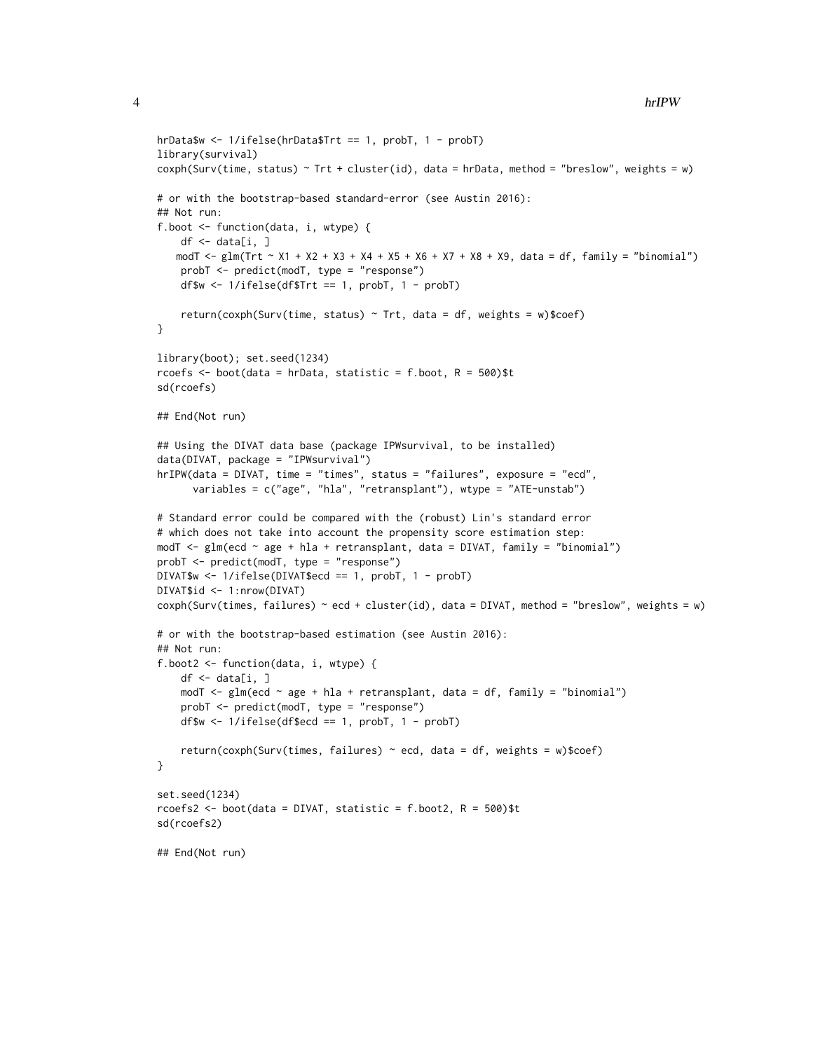```
hrData$w <- 1/ifelse(hrData$Trt == 1, probT, 1 - probT)
library(survival)
coxph(Surv(time, status) ~ Trt + cluster(id), data = hrData, method = "breslow", weights = w)

# or with the bootstrap-based standard-error (see Austin 2016):
## Not run:
f.boot <- function(data, i, wtype) {
    df <- data[i, ]
   modT <- glm(Trt ~ X1 + X2 + X3 + X4 + X5 + X6 + X7 + X8 + X9, data = df, family = "binomial")
    probT <- predict(modT, type = "response")
    df$w <- 1/ifelse(df$Trt == 1, probT, 1 - probT)

    return(coxph(Surv(time, status) ~ Trt, data = df, weights = w)$coef)
}

library(boot); set.seed(1234)
rcoefs <- boot(data = hrData, statistic = f.boot, R = 500)$t
sd(rcoefs)

## End(Not run)

## Using the DIVAT data base (package IPWsurvival, to be installed)
data(DIVAT, package = "IPWsurvival")
hrIPW(data = DIVAT, time = "times", status = "failures", exposure = "ecd",
      variables = c("age", "hla", "retransplant"), wtype = "ATE-unstab")

# Standard error could be compared with the (robust) Lin's standard error
# which does not take into account the propensity score estimation step:
modT <- glm(ecd ~ age + hla + retransplant, data = DIVAT, family = "binomial")
probT <- predict(modT, type = "response")
DIVAT$w <- 1/ifelse(DIVAT$ecd == 1, probT, 1 - probT)
DIVAT$id <- 1:nrow(DIVAT)
coxph(Surv(times, failures) ~ ecd + cluster(id), data = DIVAT, method = "breslow", weights = w)

# or with the bootstrap-based estimation (see Austin 2016):
## Not run:
f.boot2 <- function(data, i, wtype) {
    df <- data[i, ]
    modT <- glm(ecd ~ age + hla + retransplant, data = df, family = "binomial")
    probT <- predict(modT, type = "response")
    df$w <- 1/ifelse(df$ecd == 1, probT, 1 - probT)

    return(coxph(Surv(times, failures) ~ ecd, data = df, weights = w)$coef)
}

set.seed(1234)
rcoefs2 <- boot(data = DIVAT, statistic = f.boot2, R = 500)$t
sd(rcoefs2)

## End(Not run)
```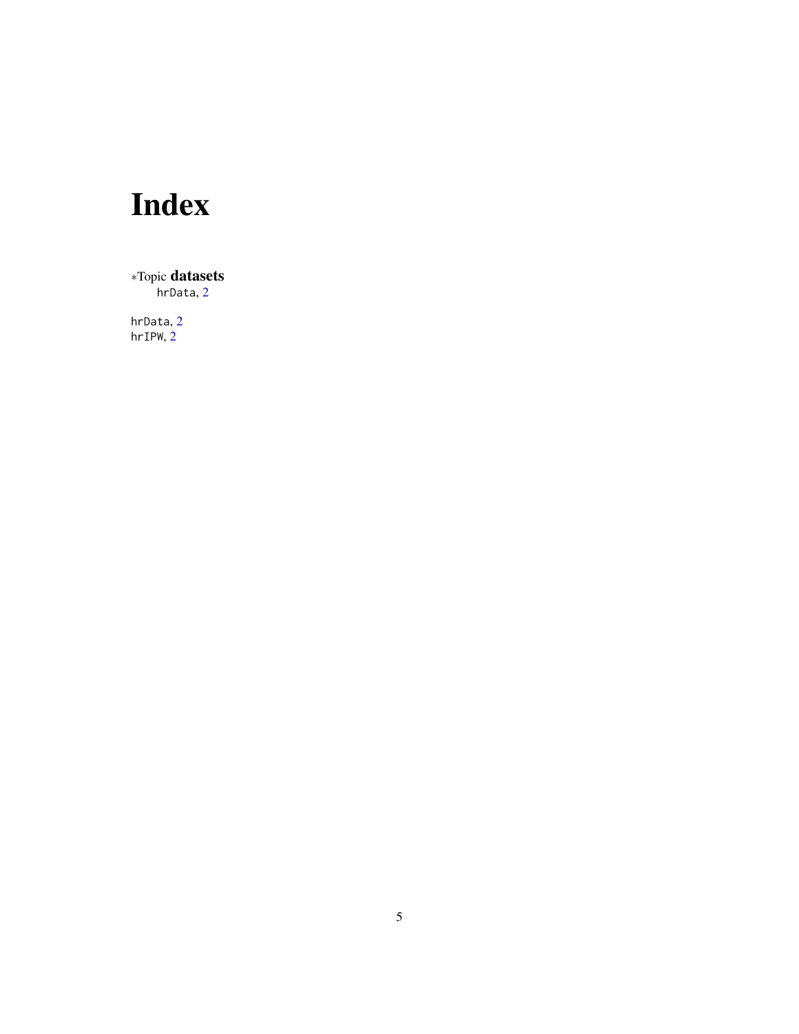# Index

*Topic **datasets**
    hrData, 2

hrData, 2
hrIPW, 2